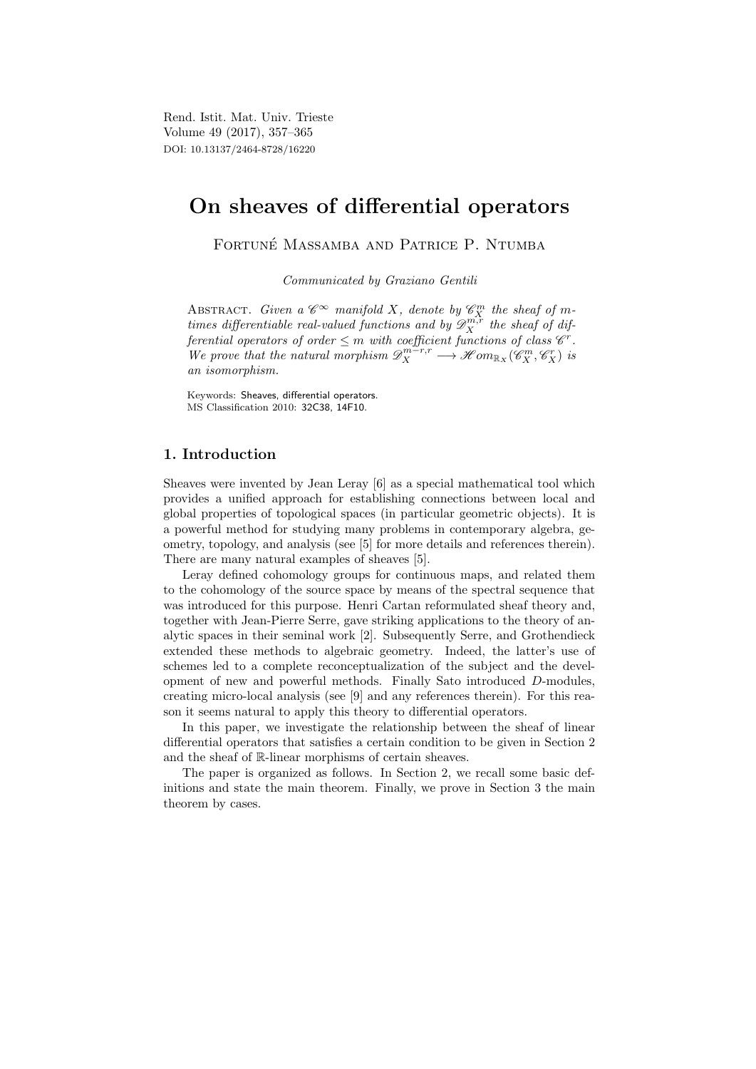Rend. Istit. Mat. Univ. Trieste
Volume 49 (2017), 357–365
DOI: 10.13137/2464-8728/16220

# On sheaves of differential operators

Fortuné Massamba and Patrice P. Ntumba

*Communicated by Graziano Gentili*

Abstract. *Given a $\mathscr{C}^\infty$ manifold $X$, denote by $\mathscr{C}^m_X$ the sheaf of $m$-times differentiable real-valued functions and by $\mathscr{D}^{m,r}_X$ the sheaf of differential operators of order $\leq m$ with coefficient functions of class $\mathscr{C}^r$. We prove that the natural morphism $\mathscr{D}^{m-r,r}_X \longrightarrow \mathscr{H}om_{\mathbb{R}_X}(\mathscr{C}^m_X, \mathscr{C}^r_X)$ is an isomorphism.*

Keywords: Sheaves, differential operators.
MS Classification 2010: 32C38, 14F10.

## 1. Introduction

Sheaves were invented by Jean Leray [6] as a special mathematical tool which provides a unified approach for establishing connections between local and global properties of topological spaces (in particular geometric objects). It is a powerful method for studying many problems in contemporary algebra, geometry, topology, and analysis (see [5] for more details and references therein). There are many natural examples of sheaves [5].

Leray defined cohomology groups for continuous maps, and related them to the cohomology of the source space by means of the spectral sequence that was introduced for this purpose. Henri Cartan reformulated sheaf theory and, together with Jean-Pierre Serre, gave striking applications to the theory of analytic spaces in their seminal work [2]. Subsequently Serre, and Grothendieck extended these methods to algebraic geometry. Indeed, the latter's use of schemes led to a complete reconceptualization of the subject and the development of new and powerful methods. Finally Sato introduced $D$-modules, creating micro-local analysis (see [9] and any references therein). For this reason it seems natural to apply this theory to differential operators.

In this paper, we investigate the relationship between the sheaf of linear differential operators that satisfies a certain condition to be given in Section 2 and the sheaf of $\mathbb{R}$-linear morphisms of certain sheaves.

The paper is organized as follows. In Section 2, we recall some basic definitions and state the main theorem. Finally, we prove in Section 3 the main theorem by cases.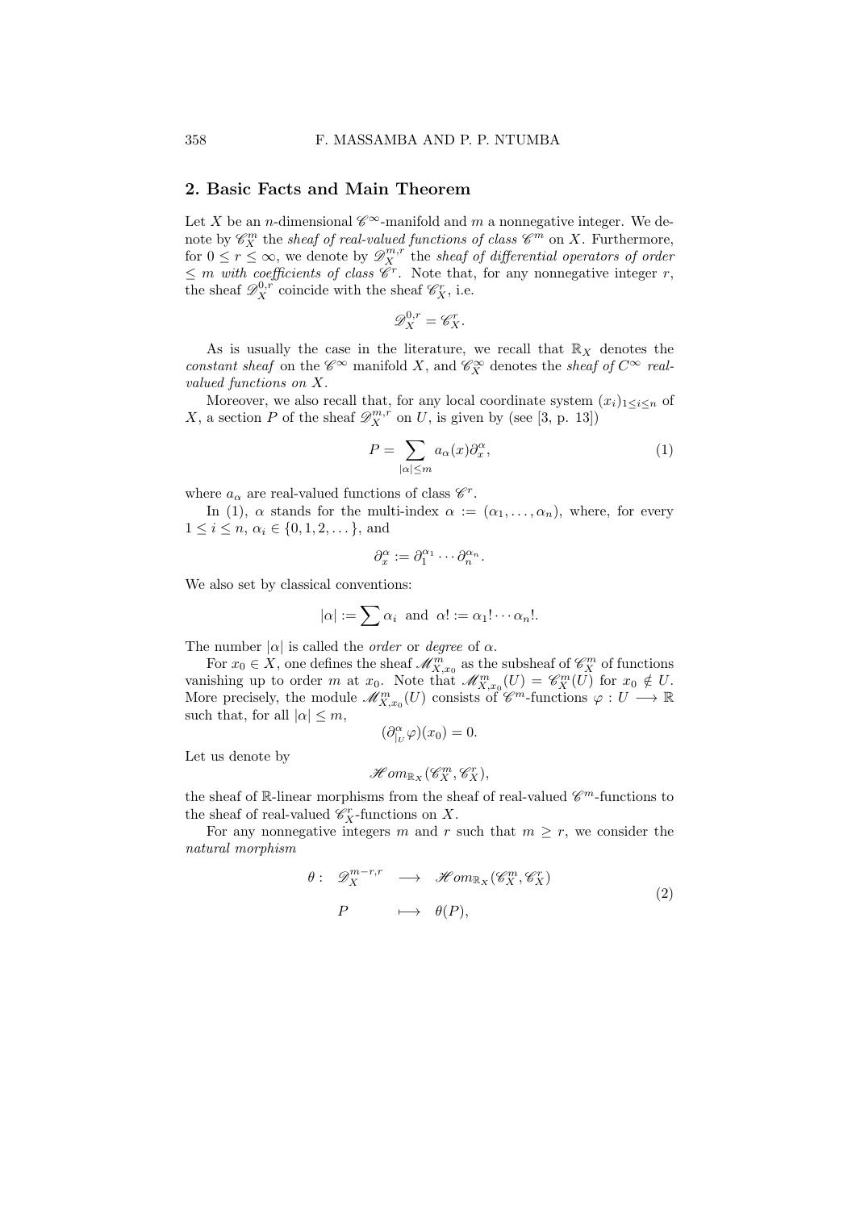## 2. Basic Facts and Main Theorem

Let $X$ be an $n$-dimensional $\mathscr{C}^\infty$-manifold and $m$ a nonnegative integer. We denote by $\mathscr{C}^m_X$ the *sheaf of real-valued functions of class* $\mathscr{C}^m$ on $X$. Furthermore, for $0 \leq r \leq \infty$, we denote by $\mathscr{D}^{m,r}_X$ the *sheaf of differential operators of order* $\leq m$ *with coefficients of class* $\mathscr{C}^r$. Note that, for any nonnegative integer $r$, the sheaf $\mathscr{D}^{0,r}_X$ coincide with the sheaf $\mathscr{C}^r_X$, i.e.

$$\mathscr{D}^{0,r}_X = \mathscr{C}^r_X.$$

As is usually the case in the literature, we recall that $\mathbb{R}_X$ denotes the *constant sheaf* on the $\mathscr{C}^\infty$ manifold $X$, and $\mathscr{C}^\infty_X$ denotes the *sheaf of* $C^\infty$ *real-valued functions on* $X$.

Moreover, we also recall that, for any local coordinate system $(x_i)_{1\leq i\leq n}$ of $X$, a section $P$ of the sheaf $\mathscr{D}^{m,r}_X$ on $U$, is given by (see [3, p. 13])

$$P = \sum_{|\alpha|\leq m} a_\alpha(x)\partial^\alpha_x, \tag{1}$$

where $a_\alpha$ are real-valued functions of class $\mathscr{C}^r$.

In (1), $\alpha$ stands for the multi-index $\alpha := (\alpha_1, \dots, \alpha_n)$, where, for every $1 \leq i \leq n$, $\alpha_i \in \{0, 1, 2, \dots\}$, and

$$\partial^\alpha_x := \partial^{\alpha_1}_1 \cdots \partial^{\alpha_n}_n.$$

We also set by classical conventions:

$$|\alpha| := \sum \alpha_i \ \text{ and } \ \alpha! := \alpha_1! \cdots \alpha_n!.$$

The number $|\alpha|$ is called the *order* or *degree* of $\alpha$.

For $x_0 \in X$, one defines the sheaf $\mathscr{M}^m_{X,x_0}$ as the subsheaf of $\mathscr{C}^m_X$ of functions vanishing up to order $m$ at $x_0$. Note that $\mathscr{M}^m_{X,x_0}(U) = \mathscr{C}^m_X(U)$ for $x_0 \notin U$. More precisely, the module $\mathscr{M}^m_{X,x_0}(U)$ consists of $\mathscr{C}^m$-functions $\varphi : U \longrightarrow \mathbb{R}$ such that, for all $|\alpha| \leq m$,

$$(\partial^\alpha_{|_U}\varphi)(x_0) = 0.$$

Let us denote by

$$\mathscr{H}om_{\mathbb{R}_X}(\mathscr{C}^m_X, \mathscr{C}^r_X),$$

the sheaf of $\mathbb{R}$-linear morphisms from the sheaf of real-valued $\mathscr{C}^m$-functions to the sheaf of real-valued $\mathscr{C}^r_X$-functions on $X$.

For any nonnegative integers $m$ and $r$ such that $m \geq r$, we consider the *natural morphism*

$$\begin{array}{rccl} \theta : & \mathscr{D}^{m-r,r}_X & \longrightarrow & \mathscr{H}om_{\mathbb{R}_X}(\mathscr{C}^m_X, \mathscr{C}^r_X) \\ & P & \longmapsto & \theta(P), \end{array} \tag{2}$$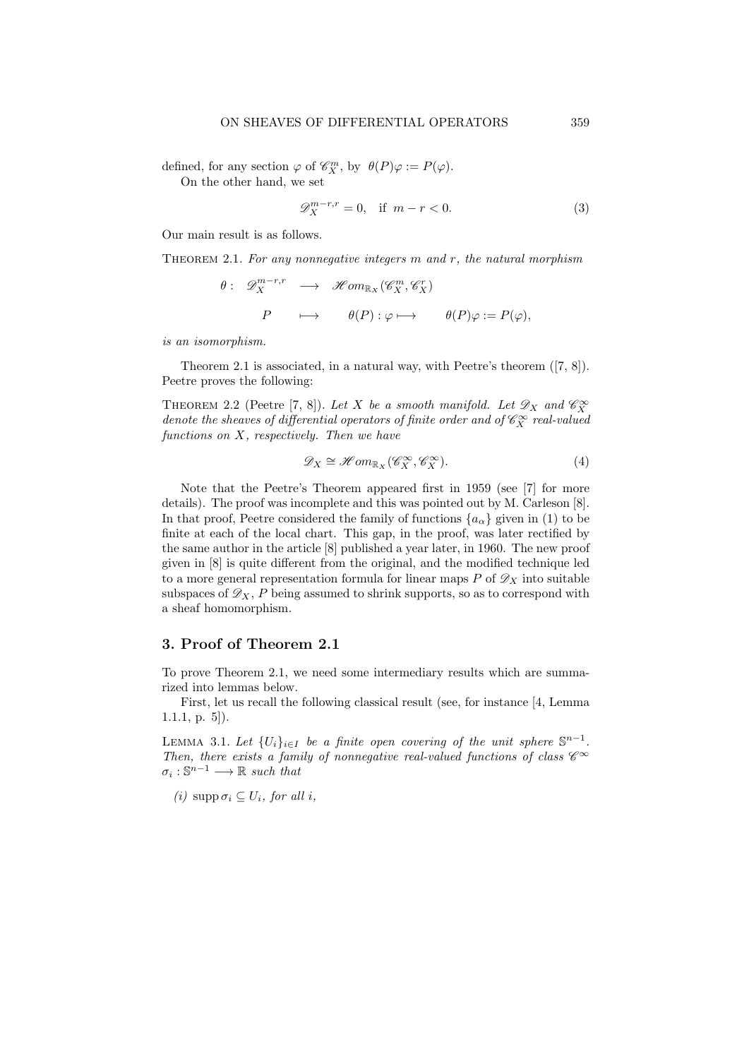defined, for any section $\varphi$ of $\mathscr{C}_X^m$, by $\theta(P)\varphi := P(\varphi)$.

On the other hand, we set

$$\mathscr{D}_X^{m-r,r} = 0, \quad \text{if } m - r < 0. \tag{3}$$

Our main result is as follows.

Theorem 2.1. *For any nonnegative integers $m$ and $r$, the natural morphism*

$$\begin{aligned} \theta: \quad \mathscr{D}_X^{m-r,r} \quad &\longrightarrow \quad \mathscr{H}om_{\mathbb{R}_X}(\mathscr{C}_X^m, \mathscr{C}_X^r) \\ P \quad &\longmapsto \quad \theta(P) : \varphi \longmapsto \quad \theta(P)\varphi := P(\varphi), \end{aligned}$$

*is an isomorphism.*

Theorem 2.1 is associated, in a natural way, with Peetre's theorem ([7, 8]). Peetre proves the following:

Theorem 2.2 (Peetre [7, 8]). *Let $X$ be a smooth manifold. Let $\mathscr{D}_X$ and $\mathscr{C}_X^\infty$ denote the sheaves of differential operators of finite order and of $\mathscr{C}_X^\infty$ real-valued functions on $X$, respectively. Then we have*

$$\mathscr{D}_X \cong \mathscr{H}om_{\mathbb{R}_X}(\mathscr{C}_X^\infty, \mathscr{C}_X^\infty). \tag{4}$$

Note that the Peetre's Theorem appeared first in 1959 (see [7] for more details). The proof was incomplete and this was pointed out by M. Carleson [8]. In that proof, Peetre considered the family of functions $\{a_\alpha\}$ given in (1) to be finite at each of the local chart. This gap, in the proof, was later rectified by the same author in the article [8] published a year later, in 1960. The new proof given in [8] is quite different from the original, and the modified technique led to a more general representation formula for linear maps $P$ of $\mathscr{D}_X$ into suitable subspaces of $\mathscr{D}_X$, $P$ being assumed to shrink supports, so as to correspond with a sheaf homomorphism.

## 3. Proof of Theorem 2.1

To prove Theorem 2.1, we need some intermediary results which are summarized into lemmas below.

First, let us recall the following classical result (see, for instance [4, Lemma 1.1.1, p. 5]).

Lemma 3.1. *Let $\{U_i\}_{i\in I}$ be a finite open covering of the unit sphere $\mathbb{S}^{n-1}$. Then, there exists a family of nonnegative real-valued functions of class $\mathscr{C}^\infty$ $\sigma_i : \mathbb{S}^{n-1} \longrightarrow \mathbb{R}$ such that*

*(i)* $\operatorname{supp} \sigma_i \subseteq U_i$, *for all $i$,*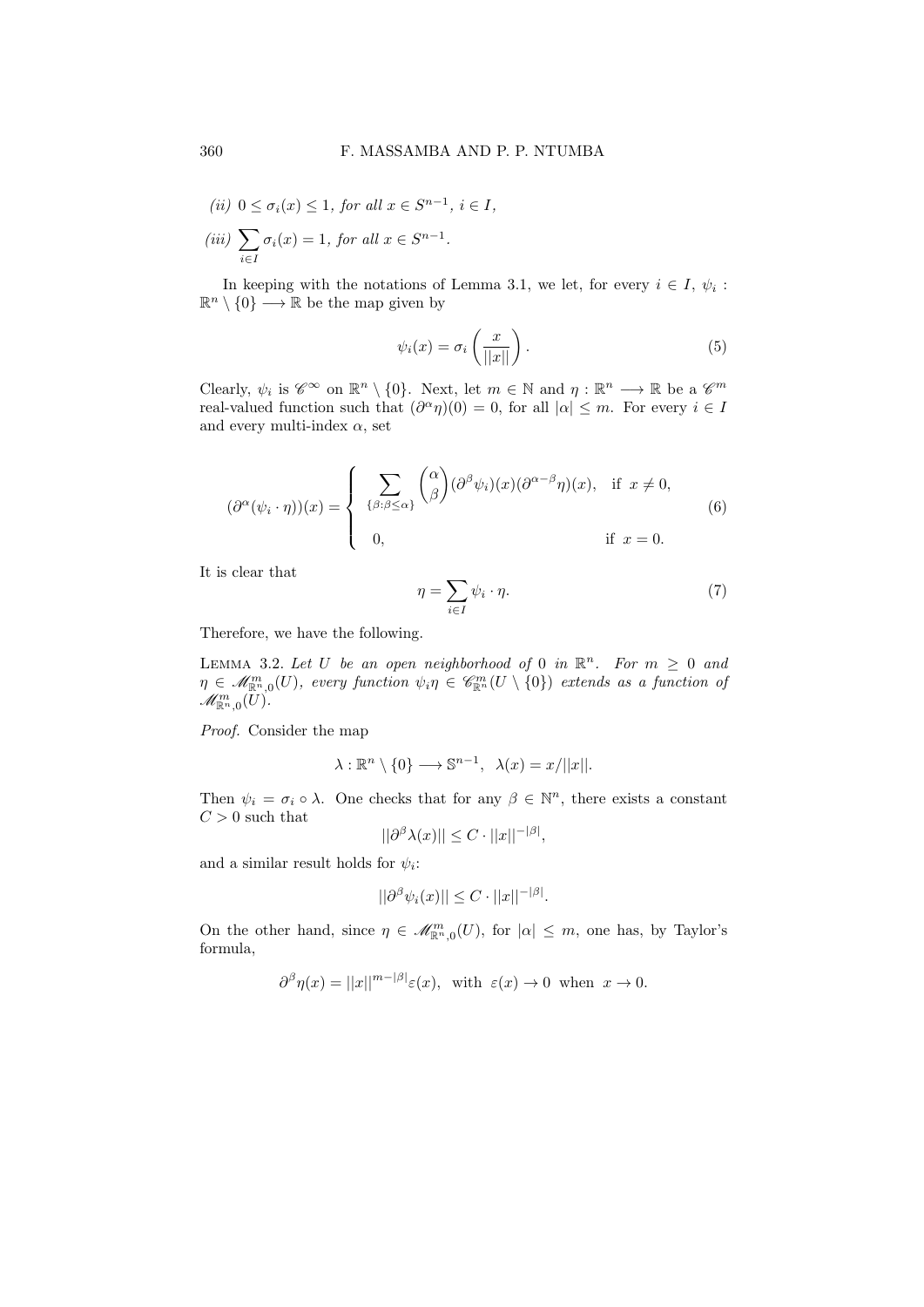*(ii)* $0 \leq \sigma_i(x) \leq 1$, *for all* $x \in S^{n-1}$, $i \in I$,

*(iii)* $\sum_{i \in I} \sigma_i(x) = 1$, *for all* $x \in S^{n-1}$.

In keeping with the notations of Lemma 3.1, we let, for every $i \in I$, $\psi_i : \mathbb{R}^n \setminus \{0\} \longrightarrow \mathbb{R}$ be the map given by

$$\psi_i(x) = \sigma_i\left(\frac{x}{||x||}\right). \tag{5}$$

Clearly, $\psi_i$ is $\mathscr{C}^\infty$ on $\mathbb{R}^n \setminus \{0\}$. Next, let $m \in \mathbb{N}$ and $\eta : \mathbb{R}^n \longrightarrow \mathbb{R}$ be a $\mathscr{C}^m$ real-valued function such that $(\partial^\alpha \eta)(0) = 0$, for all $|\alpha| \leq m$. For every $i \in I$ and every multi-index $\alpha$, set

$$(\partial^\alpha(\psi_i \cdot \eta))(x) = \begin{cases} \displaystyle\sum_{\{\beta : \beta \leq \alpha\}} \binom{\alpha}{\beta} (\partial^\beta \psi_i)(x)(\partial^{\alpha-\beta}\eta)(x), & \text{if } x \neq 0, \\ 0, & \text{if } x = 0. \end{cases} \tag{6}$$

It is clear that

$$\eta = \sum_{i \in I} \psi_i \cdot \eta. \tag{7}$$

Therefore, we have the following.

LEMMA 3.2. *Let $U$ be an open neighborhood of 0 in $\mathbb{R}^n$. For $m \geq 0$ and $\eta \in \mathscr{M}^m_{\mathbb{R}^n,0}(U)$, every function $\psi_i \eta \in \mathscr{C}^m_{\mathbb{R}^n}(U \setminus \{0\})$ extends as a function of $\mathscr{M}^m_{\mathbb{R}^n,0}(U)$.*

*Proof.* Consider the map

$$\lambda : \mathbb{R}^n \setminus \{0\} \longrightarrow \mathbb{S}^{n-1}, \ \ \lambda(x) = x/||x||.$$

Then $\psi_i = \sigma_i \circ \lambda$. One checks that for any $\beta \in \mathbb{N}^n$, there exists a constant $C > 0$ such that

$$||\partial^\beta \lambda(x)|| \leq C \cdot ||x||^{-|\beta|},$$

and a similar result holds for $\psi_i$:

$$||\partial^\beta \psi_i(x)|| \leq C \cdot ||x||^{-|\beta|}.$$

On the other hand, since $\eta \in \mathscr{M}^m_{\mathbb{R}^n,0}(U)$, for $|\alpha| \leq m$, one has, by Taylor's formula,

$$\partial^\beta \eta(x) = ||x||^{m-|\beta|}\varepsilon(x), \ \text{ with } \ \varepsilon(x) \to 0 \ \text{ when } \ x \to 0.$$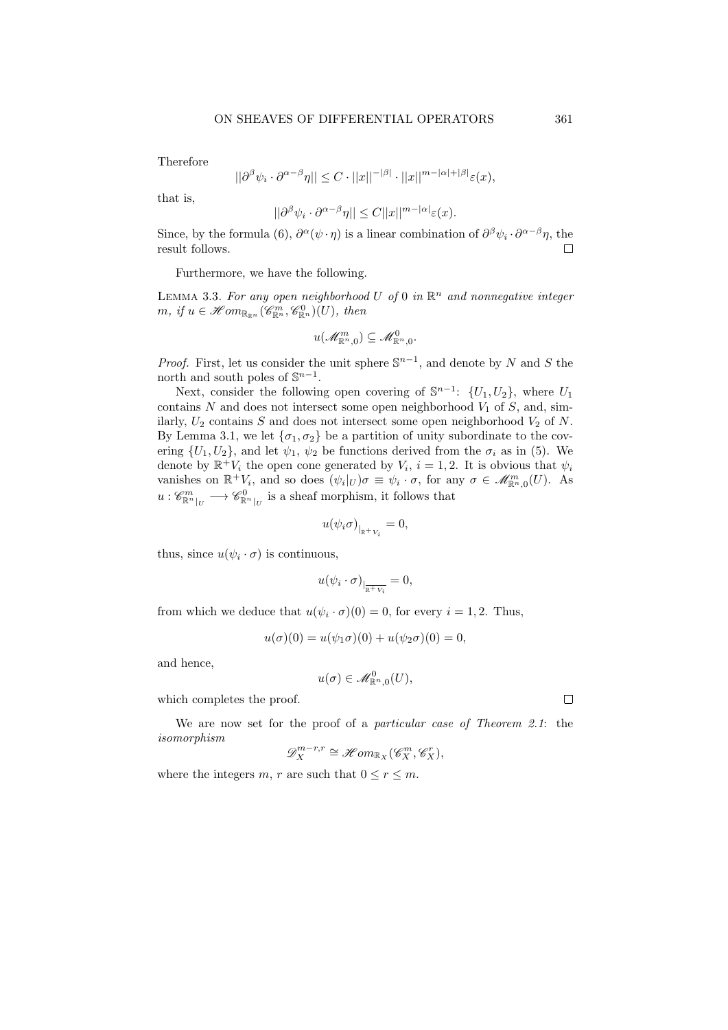Therefore

$$||\partial^\beta \psi_i \cdot \partial^{\alpha-\beta}\eta|| \leq C \cdot ||x||^{-|\beta|} \cdot ||x||^{m-|\alpha|+|\beta|}\varepsilon(x),$$

that is,

$$||\partial^\beta \psi_i \cdot \partial^{\alpha-\beta}\eta|| \leq C||x||^{m-|\alpha|}\varepsilon(x).$$

Since, by the formula (6), $\partial^\alpha(\psi \cdot \eta)$ is a linear combination of $\partial^\beta \psi_i \cdot \partial^{\alpha-\beta}\eta$, the result follows. □

Furthermore, we have the following.

Lemma 3.3. *For any open neighborhood $U$ of $0$ in $\mathbb{R}^n$ and nonnegative integer $m$, if $u \in \mathscr{H}om_{\mathbb{R}_{\mathbb{R}^n}}(\mathscr{C}^m_{\mathbb{R}^n}, \mathscr{C}^0_{\mathbb{R}^n})(U)$, then*

$$u(\mathscr{M}^m_{\mathbb{R}^n,0}) \subseteq \mathscr{M}^0_{\mathbb{R}^n,0}.$$

*Proof.* First, let us consider the unit sphere $\mathbb{S}^{n-1}$, and denote by $N$ and $S$ the north and south poles of $\mathbb{S}^{n-1}$.

Next, consider the following open covering of $\mathbb{S}^{n-1}$: $\{U_1, U_2\}$, where $U_1$ contains $N$ and does not intersect some open neighborhood $V_1$ of $S$, and, similarly, $U_2$ contains $S$ and does not intersect some open neighborhood $V_2$ of $N$. By Lemma 3.1, we let $\{\sigma_1, \sigma_2\}$ be a partition of unity subordinate to the covering $\{U_1, U_2\}$, and let $\psi_1$, $\psi_2$ be functions derived from the $\sigma_i$ as in (5). We denote by $\mathbb{R}^+V_i$ the open cone generated by $V_i$, $i = 1, 2$. It is obvious that $\psi_i$ vanishes on $\mathbb{R}^+V_i$, and so does $(\psi_i|_U)\sigma \equiv \psi_i \cdot \sigma$, for any $\sigma \in \mathscr{M}^m_{\mathbb{R}^n,0}(U)$. As $u : \mathscr{C}^m_{\mathbb{R}^n}{}_{|_U} \longrightarrow \mathscr{C}^0_{\mathbb{R}^n}{}_{|_U}$ is a sheaf morphism, it follows that

$$u(\psi_i\sigma)_{|_{\mathbb{R}^+V_i}} = 0,$$

thus, since $u(\psi_i \cdot \sigma)$ is continuous,

$$u(\psi_i \cdot \sigma)_{|_{\overline{\mathbb{R}^+V_i}}} = 0,$$

from which we deduce that $u(\psi_i \cdot \sigma)(0) = 0$, for every $i = 1, 2$. Thus,

$$u(\sigma)(0) = u(\psi_1\sigma)(0) + u(\psi_2\sigma)(0) = 0,$$

and hence,

$$u(\sigma) \in \mathscr{M}^0_{\mathbb{R}^n,0}(U),$$

which completes the proof. □

We are now set for the proof of a *particular case of Theorem 2.1*: the *isomorphism*

$$\mathscr{D}^{m-r,r}_X \cong \mathscr{H}om_{\mathbb{R}_X}(\mathscr{C}^m_X, \mathscr{C}^r_X),$$

where the integers $m$, $r$ are such that $0 \leq r \leq m$.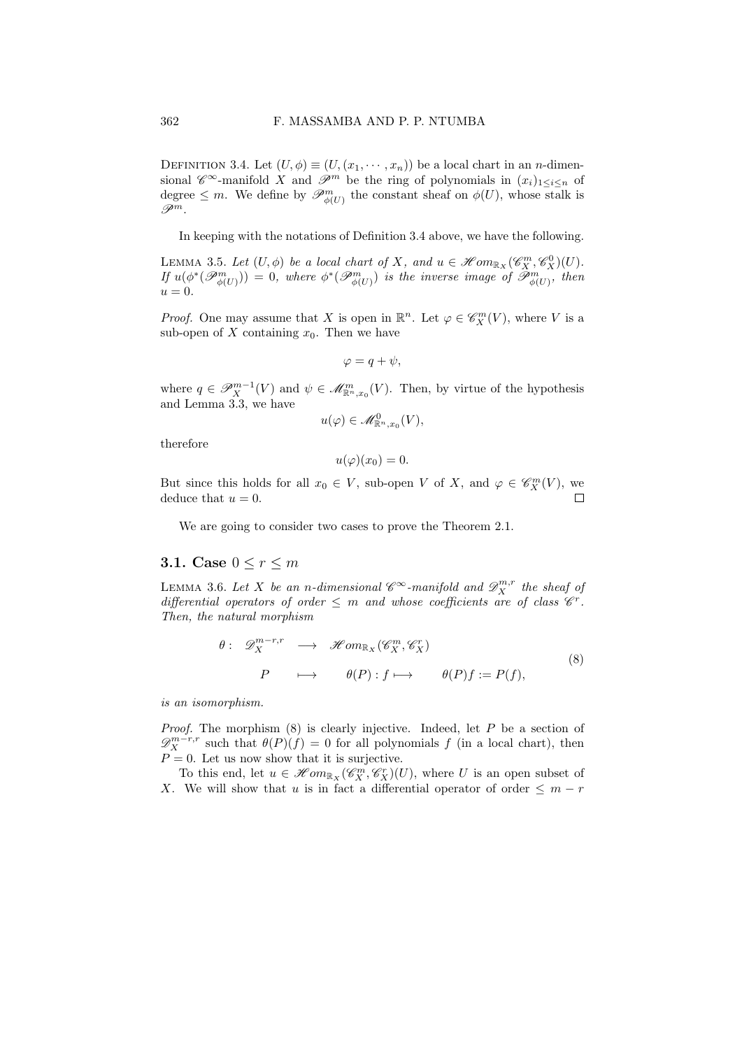Definition 3.4. Let $(U, \phi) \equiv (U, (x_1, \cdots, x_n))$ be a local chart in an $n$-dimensional $\mathscr{C}^\infty$-manifold $X$ and $\mathscr{P}^m$ be the ring of polynomials in $(x_i)_{1 \leq i \leq n}$ of degree $\leq m$. We define by $\mathscr{P}^m_{\phi(U)}$ the constant sheaf on $\phi(U)$, whose stalk is $\mathscr{P}^m$.

In keeping with the notations of Definition 3.4 above, we have the following.

Lemma 3.5. *Let $(U, \phi)$ be a local chart of $X$, and $u \in \mathscr{H}om_{\mathbb{R}_X}(\mathscr{C}^m_X, \mathscr{C}^0_X)(U)$. If $u(\phi^*(\mathscr{P}^m_{\phi(U)})) = 0$, where $\phi^*(\mathscr{P}^m_{\phi(U)})$ is the inverse image of $\mathscr{P}^m_{\phi(U)}$, then $u = 0$.*

*Proof.* One may assume that $X$ is open in $\mathbb{R}^n$. Let $\varphi \in \mathscr{C}^m_X(V)$, where $V$ is a sub-open of $X$ containing $x_0$. Then we have

$$\varphi = q + \psi,$$

where $q \in \mathscr{P}^{m-1}_X(V)$ and $\psi \in \mathscr{M}^m_{\mathbb{R}^n, x_0}(V)$. Then, by virtue of the hypothesis and Lemma 3.3, we have

$$u(\varphi) \in \mathscr{M}^0_{\mathbb{R}^n, x_0}(V),$$

therefore

$$u(\varphi)(x_0) = 0.$$

But since this holds for all $x_0 \in V$, sub-open $V$ of $X$, and $\varphi \in \mathscr{C}^m_X(V)$, we deduce that $u = 0$. □

We are going to consider two cases to prove the Theorem 2.1.

## 3.1. Case $0 \leq r \leq m$

Lemma 3.6. *Let $X$ be an $n$-dimensional $\mathscr{C}^\infty$-manifold and $\mathscr{D}^{m,r}_X$ the sheaf of differential operators of order $\leq m$ and whose coefficients are of class $\mathscr{C}^r$. Then, the natural morphism*

$$\begin{array}{rccc} \theta : & \mathscr{D}^{m-r,r}_X & \longrightarrow & \mathscr{H}om_{\mathbb{R}_X}(\mathscr{C}^m_X, \mathscr{C}^r_X) \\ & P & \longmapsto & \theta(P) : f \longmapsto \quad \theta(P)f := P(f), \end{array} \tag{8}$$

*is an isomorphism.*

*Proof.* The morphism (8) is clearly injective. Indeed, let $P$ be a section of $\mathscr{D}^{m-r,r}_X$ such that $\theta(P)(f) = 0$ for all polynomials $f$ (in a local chart), then $P = 0$. Let us now show that it is surjective.

To this end, let $u \in \mathscr{H}om_{\mathbb{R}_X}(\mathscr{C}^m_X, \mathscr{C}^r_X)(U)$, where $U$ is an open subset of $X$. We will show that $u$ is in fact a differential operator of order $\leq m - r$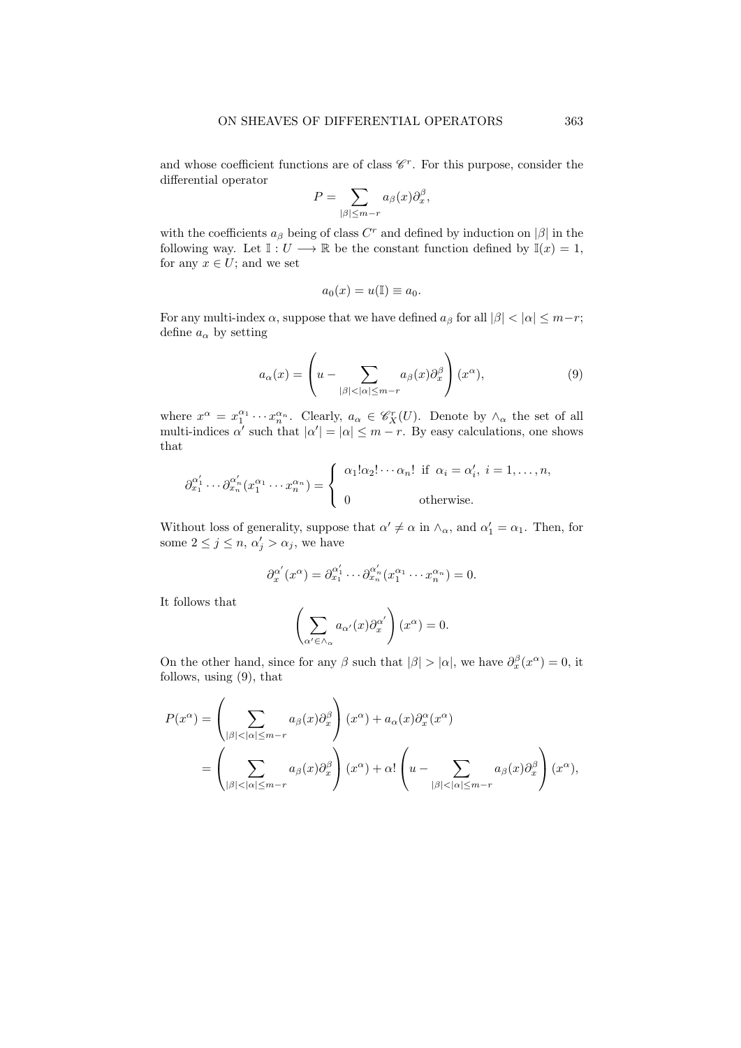and whose coefficient functions are of class $\mathscr{C}^r$. For this purpose, consider the differential operator

$$P = \sum_{|\beta| \le m-r} a_\beta(x) \partial_x^\beta,$$

with the coefficients $a_\beta$ being of class $C^r$ and defined by induction on $|\beta|$ in the following way. Let $\mathbb{I} : U \longrightarrow \mathbb{R}$ be the constant function defined by $\mathbb{I}(x) = 1$, for any $x \in U$; and we set

$$a_0(x) = u(\mathbb{I}) \equiv a_0.$$

For any multi-index $\alpha$, suppose that we have defined $a_\beta$ for all $|\beta| < |\alpha| \le m-r$; define $a_\alpha$ by setting

$$a_\alpha(x) = \left( u - \sum_{|\beta|<|\alpha| \le m-r} a_\beta(x) \partial_x^\beta \right)(x^\alpha), \tag{9}$$

where $x^\alpha = x_1^{\alpha_1} \cdots x_n^{\alpha_n}$. Clearly, $a_\alpha \in \mathscr{C}_X^r(U)$. Denote by $\wedge_\alpha$ the set of all multi-indices $\alpha'$ such that $|\alpha'| = |\alpha| \le m-r$. By easy calculations, one shows that

$$\partial_{x_1}^{\alpha_1'} \cdots \partial_{x_n}^{\alpha_n'} (x_1^{\alpha_1} \cdots x_n^{\alpha_n}) = \begin{cases} \alpha_1! \alpha_2! \cdots \alpha_n! & \text{if } \alpha_i = \alpha_i', \ i = 1, \ldots, n, \\ 0 & \text{otherwise.} \end{cases}$$

Without loss of generality, suppose that $\alpha' \neq \alpha$ in $\wedge_\alpha$, and $\alpha_1' = \alpha_1$. Then, for some $2 \le j \le n$, $\alpha_j' > \alpha_j$, we have

$$\partial_x^{\alpha'}(x^\alpha) = \partial_{x_1}^{\alpha_1'} \cdots \partial_{x_n}^{\alpha_n'} (x_1^{\alpha_1} \cdots x_n^{\alpha_n}) = 0.$$

It follows that

$$\left( \sum_{\alpha' \in \wedge_\alpha} a_{\alpha'}(x) \partial_x^{\alpha'} \right)(x^\alpha) = 0.$$

On the other hand, since for any $\beta$ such that $|\beta| > |\alpha|$, we have $\partial_x^\beta(x^\alpha) = 0$, it follows, using (9), that

$$\begin{aligned} P(x^\alpha) &= \left( \sum_{|\beta|<|\alpha| \le m-r} a_\beta(x) \partial_x^\beta \right)(x^\alpha) + a_\alpha(x) \partial_x^\alpha(x^\alpha) \\ &= \left( \sum_{|\beta|<|\alpha| \le m-r} a_\beta(x) \partial_x^\beta \right)(x^\alpha) + \alpha! \left( u - \sum_{|\beta|<|\alpha| \le m-r} a_\beta(x) \partial_x^\beta \right)(x^\alpha), \end{aligned}$$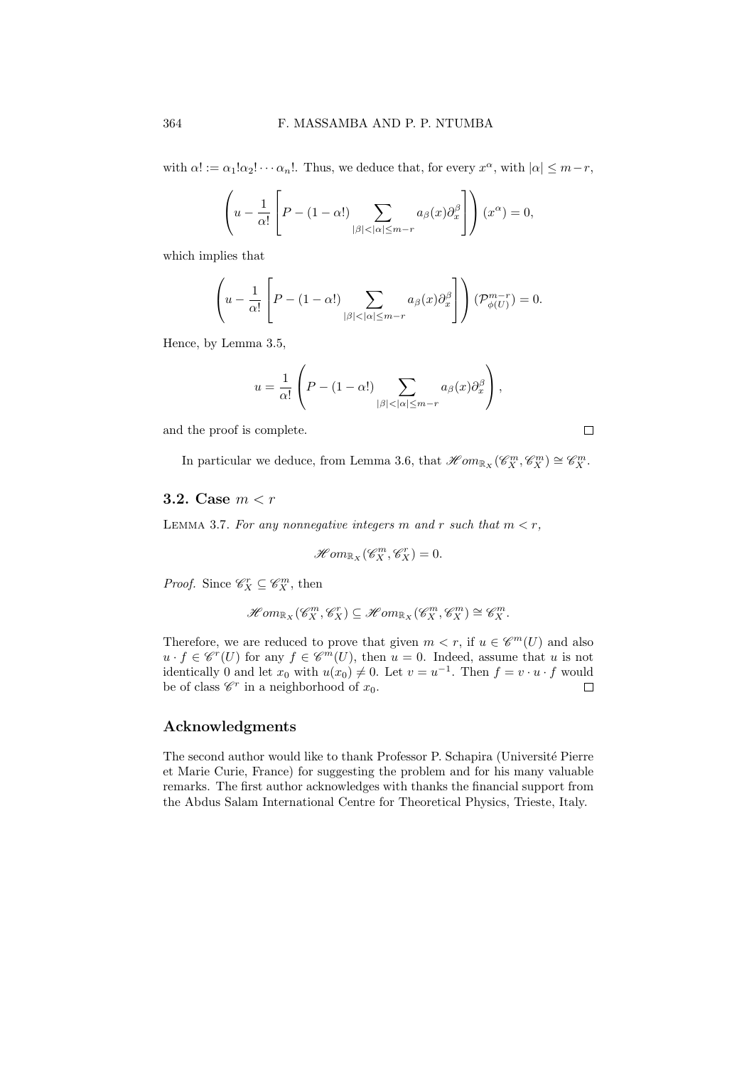with $\alpha! := \alpha_1!\alpha_2! \cdots \alpha_n!$. Thus, we deduce that, for every $x^\alpha$, with $|\alpha| \leq m-r$,

$$\left(u - \frac{1}{\alpha!}\left[P - (1-\alpha!) \sum_{|\beta|<|\alpha|\leq m-r} a_\beta(x)\partial_x^\beta\right]\right)(x^\alpha) = 0,$$

which implies that

$$\left(u - \frac{1}{\alpha!}\left[P - (1-\alpha!) \sum_{|\beta|<|\alpha|\leq m-r} a_\beta(x)\partial_x^\beta\right]\right)(\mathcal{P}^{m-r}_{\phi(U)}) = 0.$$

Hence, by Lemma 3.5,

$$u = \frac{1}{\alpha!}\left(P - (1-\alpha!) \sum_{|\beta|<|\alpha|\leq m-r} a_\beta(x)\partial_x^\beta\right),$$

and the proof is complete. $\square$

In particular we deduce, from Lemma 3.6, that $\mathscr{H}om_{\mathbb{R}_X}(\mathscr{C}^m_X, \mathscr{C}^m_X) \cong \mathscr{C}^m_X$.

## 3.2. Case $m < r$

Lemma 3.7. *For any nonnegative integers $m$ and $r$ such that $m < r$,*

$$\mathscr{H}om_{\mathbb{R}_X}(\mathscr{C}^m_X, \mathscr{C}^r_X) = 0.$$

*Proof.* Since $\mathscr{C}^r_X \subseteq \mathscr{C}^m_X$, then

$$\mathscr{H}om_{\mathbb{R}_X}(\mathscr{C}^m_X, \mathscr{C}^r_X) \subseteq \mathscr{H}om_{\mathbb{R}_X}(\mathscr{C}^m_X, \mathscr{C}^m_X) \cong \mathscr{C}^m_X.$$

Therefore, we are reduced to prove that given $m < r$, if $u \in \mathscr{C}^m(U)$ and also $u \cdot f \in \mathscr{C}^r(U)$ for any $f \in \mathscr{C}^m(U)$, then $u = 0$. Indeed, assume that $u$ is not identically 0 and let $x_0$ with $u(x_0) \neq 0$. Let $v = u^{-1}$. Then $f = v \cdot u \cdot f$ would be of class $\mathscr{C}^r$ in a neighborhood of $x_0$. $\square$

## Acknowledgments

The second author would like to thank Professor P. Schapira (Université Pierre et Marie Curie, France) for suggesting the problem and for his many valuable remarks. The first author acknowledges with thanks the financial support from the Abdus Salam International Centre for Theoretical Physics, Trieste, Italy.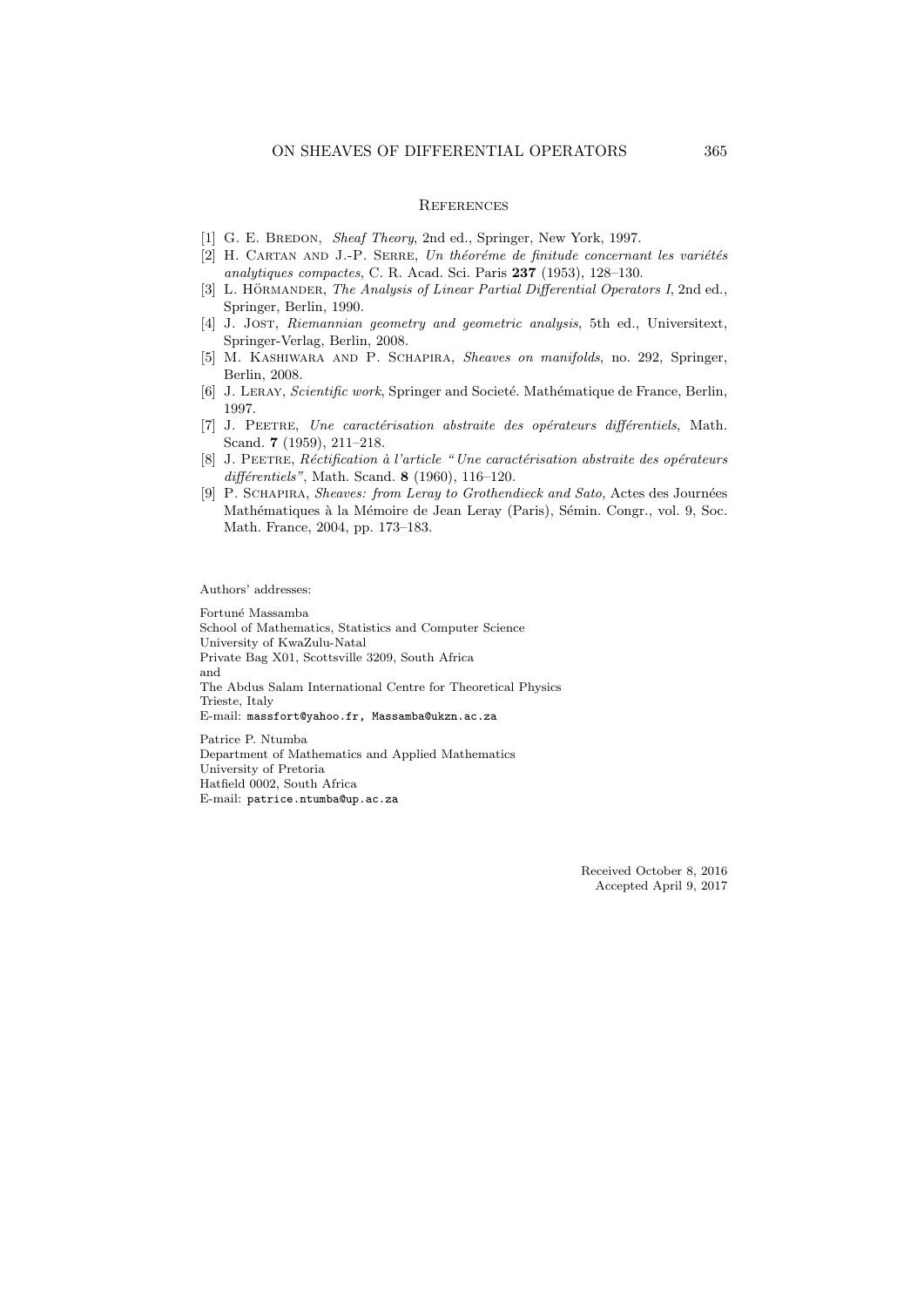## References

[1] G. E. Bredon, *Sheaf Theory*, 2nd ed., Springer, New York, 1997.

[2] H. Cartan and J.-P. Serre, *Un théoréme de finitude concernant les variétés analytiques compactes*, C. R. Acad. Sci. Paris **237** (1953), 128–130.

[3] L. Hörmander, *The Analysis of Linear Partial Differential Operators I*, 2nd ed., Springer, Berlin, 1990.

[4] J. Jost, *Riemannian geometry and geometric analysis*, 5th ed., Universitext, Springer-Verlag, Berlin, 2008.

[5] M. Kashiwara and P. Schapira, *Sheaves on manifolds*, no. 292, Springer, Berlin, 2008.

[6] J. Leray, *Scientific work*, Springer and Societé. Mathématique de France, Berlin, 1997.

[7] J. Peetre, *Une caractérisation abstraite des opérateurs différentiels*, Math. Scand. **7** (1959), 211–218.

[8] J. Peetre, *Réctification à l'article "Une caractérisation abstraite des opérateurs différentiels"*, Math. Scand. **8** (1960), 116–120.

[9] P. Schapira, *Sheaves: from Leray to Grothendieck and Sato*, Actes des Journées Mathématiques à la Mémoire de Jean Leray (Paris), Sémin. Congr., vol. 9, Soc. Math. France, 2004, pp. 173–183.

Authors' addresses:

Fortuné Massamba
School of Mathematics, Statistics and Computer Science
University of KwaZulu-Natal
Private Bag X01, Scottsville 3209, South Africa
and
The Abdus Salam International Centre for Theoretical Physics
Trieste, Italy
E-mail: massfort@yahoo.fr, Massamba@ukzn.ac.za

Patrice P. Ntumba
Department of Mathematics and Applied Mathematics
University of Pretoria
Hatfield 0002, South Africa
E-mail: patrice.ntumba@up.ac.za

Received October 8, 2016
Accepted April 9, 2017